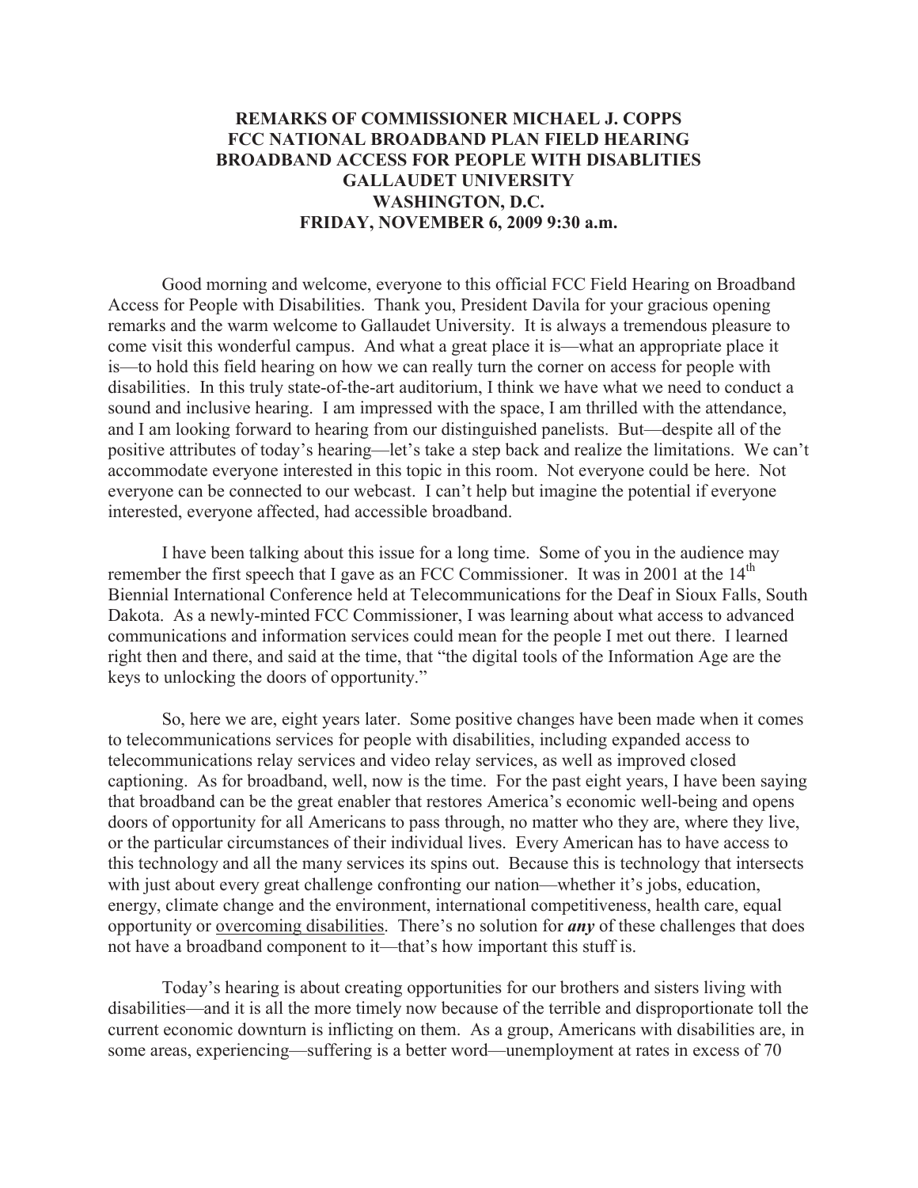# REMARKS OF COMMISSIONER MICHAEL J. COPPS
# FCC NATIONAL BROADBAND PLAN FIELD HEARING
# BROADBAND ACCESS FOR PEOPLE WITH DISABLITIES
# GALLAUDET UNIVERSITY
# WASHINGTON, D.C.
# FRIDAY, NOVEMBER 6, 2009 9:30 a.m.

Good morning and welcome, everyone to this official FCC Field Hearing on Broadband Access for People with Disabilities. Thank you, President Davila for your gracious opening remarks and the warm welcome to Gallaudet University. It is always a tremendous pleasure to come visit this wonderful campus. And what a great place it is—what an appropriate place it is—to hold this field hearing on how we can really turn the corner on access for people with disabilities. In this truly state-of-the-art auditorium, I think we have what we need to conduct a sound and inclusive hearing. I am impressed with the space, I am thrilled with the attendance, and I am looking forward to hearing from our distinguished panelists. But—despite all of the positive attributes of today's hearing—let's take a step back and realize the limitations. We can't accommodate everyone interested in this topic in this room. Not everyone could be here. Not everyone can be connected to our webcast. I can't help but imagine the potential if everyone interested, everyone affected, had accessible broadband.

I have been talking about this issue for a long time. Some of you in the audience may remember the first speech that I gave as an FCC Commissioner. It was in 2001 at the 14th Biennial International Conference held at Telecommunications for the Deaf in Sioux Falls, South Dakota. As a newly-minted FCC Commissioner, I was learning about what access to advanced communications and information services could mean for the people I met out there. I learned right then and there, and said at the time, that "the digital tools of the Information Age are the keys to unlocking the doors of opportunity."

So, here we are, eight years later. Some positive changes have been made when it comes to telecommunications services for people with disabilities, including expanded access to telecommunications relay services and video relay services, as well as improved closed captioning. As for broadband, well, now is the time. For the past eight years, I have been saying that broadband can be the great enabler that restores America's economic well-being and opens doors of opportunity for all Americans to pass through, no matter who they are, where they live, or the particular circumstances of their individual lives. Every American has to have access to this technology and all the many services its spins out. Because this is technology that intersects with just about every great challenge confronting our nation—whether it's jobs, education, energy, climate change and the environment, international competitiveness, health care, equal opportunity or <u>overcoming disabilities</u>. There's no solution for ***any*** of these challenges that does not have a broadband component to it—that's how important this stuff is.

Today's hearing is about creating opportunities for our brothers and sisters living with disabilities—and it is all the more timely now because of the terrible and disproportionate toll the current economic downturn is inflicting on them. As a group, Americans with disabilities are, in some areas, experiencing—suffering is a better word—unemployment at rates in excess of 70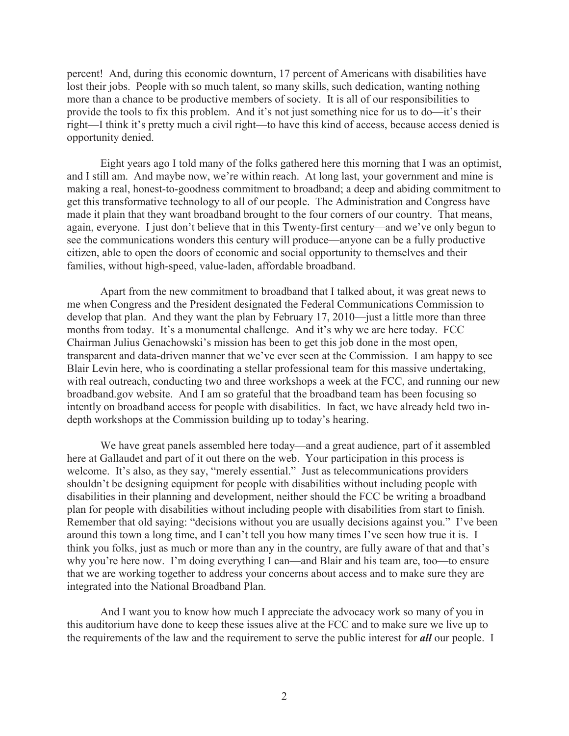percent! And, during this economic downturn, 17 percent of Americans with disabilities have lost their jobs. People with so much talent, so many skills, such dedication, wanting nothing more than a chance to be productive members of society. It is all of our responsibilities to provide the tools to fix this problem. And it's not just something nice for us to do—it's their right—I think it's pretty much a civil right—to have this kind of access, because access denied is opportunity denied.

Eight years ago I told many of the folks gathered here this morning that I was an optimist, and I still am. And maybe now, we're within reach. At long last, your government and mine is making a real, honest-to-goodness commitment to broadband; a deep and abiding commitment to get this transformative technology to all of our people. The Administration and Congress have made it plain that they want broadband brought to the four corners of our country. That means, again, everyone. I just don't believe that in this Twenty-first century—and we've only begun to see the communications wonders this century will produce—anyone can be a fully productive citizen, able to open the doors of economic and social opportunity to themselves and their families, without high-speed, value-laden, affordable broadband.

Apart from the new commitment to broadband that I talked about, it was great news to me when Congress and the President designated the Federal Communications Commission to develop that plan. And they want the plan by February 17, 2010—just a little more than three months from today. It's a monumental challenge. And it's why we are here today. FCC Chairman Julius Genachowski's mission has been to get this job done in the most open, transparent and data-driven manner that we've ever seen at the Commission. I am happy to see Blair Levin here, who is coordinating a stellar professional team for this massive undertaking, with real outreach, conducting two and three workshops a week at the FCC, and running our new broadband.gov website. And I am so grateful that the broadband team has been focusing so intently on broadband access for people with disabilities. In fact, we have already held two in-depth workshops at the Commission building up to today's hearing.

We have great panels assembled here today—and a great audience, part of it assembled here at Gallaudet and part of it out there on the web. Your participation in this process is welcome. It's also, as they say, "merely essential." Just as telecommunications providers shouldn't be designing equipment for people with disabilities without including people with disabilities in their planning and development, neither should the FCC be writing a broadband plan for people with disabilities without including people with disabilities from start to finish. Remember that old saying: "decisions without you are usually decisions against you." I've been around this town a long time, and I can't tell you how many times I've seen how true it is. I think you folks, just as much or more than any in the country, are fully aware of that and that's why you're here now. I'm doing everything I can—and Blair and his team are, too—to ensure that we are working together to address your concerns about access and to make sure they are integrated into the National Broadband Plan.

And I want you to know how much I appreciate the advocacy work so many of you in this auditorium have done to keep these issues alive at the FCC and to make sure we live up to the requirements of the law and the requirement to serve the public interest for ***all*** our people. I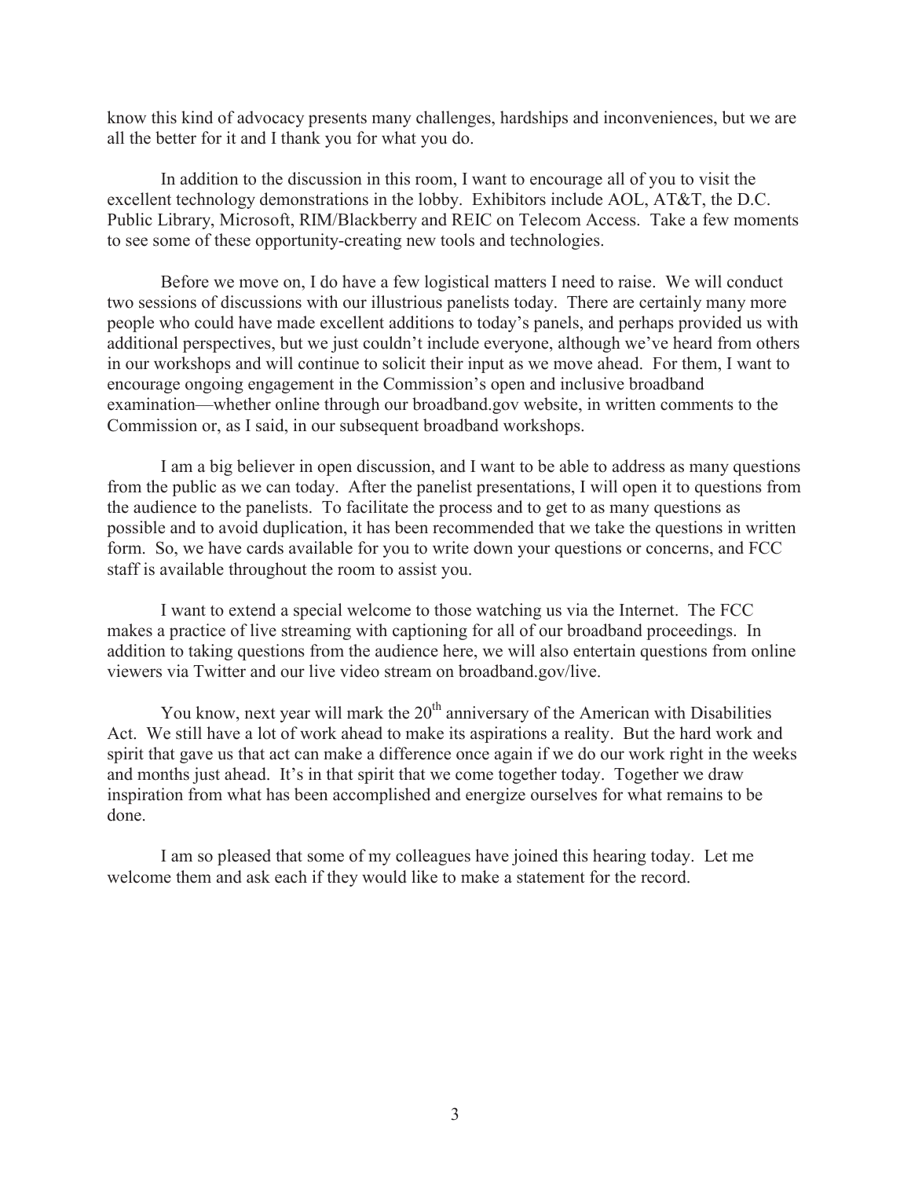know this kind of advocacy presents many challenges, hardships and inconveniences, but we are all the better for it and I thank you for what you do.

In addition to the discussion in this room, I want to encourage all of you to visit the excellent technology demonstrations in the lobby. Exhibitors include AOL, AT&T, the D.C. Public Library, Microsoft, RIM/Blackberry and REIC on Telecom Access. Take a few moments to see some of these opportunity-creating new tools and technologies.

Before we move on, I do have a few logistical matters I need to raise. We will conduct two sessions of discussions with our illustrious panelists today. There are certainly many more people who could have made excellent additions to today's panels, and perhaps provided us with additional perspectives, but we just couldn't include everyone, although we've heard from others in our workshops and will continue to solicit their input as we move ahead. For them, I want to encourage ongoing engagement in the Commission's open and inclusive broadband examination—whether online through our broadband.gov website, in written comments to the Commission or, as I said, in our subsequent broadband workshops.

I am a big believer in open discussion, and I want to be able to address as many questions from the public as we can today. After the panelist presentations, I will open it to questions from the audience to the panelists. To facilitate the process and to get to as many questions as possible and to avoid duplication, it has been recommended that we take the questions in written form. So, we have cards available for you to write down your questions or concerns, and FCC staff is available throughout the room to assist you.

I want to extend a special welcome to those watching us via the Internet. The FCC makes a practice of live streaming with captioning for all of our broadband proceedings. In addition to taking questions from the audience here, we will also entertain questions from online viewers via Twitter and our live video stream on broadband.gov/live.

You know, next year will mark the 20th anniversary of the American with Disabilities Act. We still have a lot of work ahead to make its aspirations a reality. But the hard work and spirit that gave us that act can make a difference once again if we do our work right in the weeks and months just ahead. It's in that spirit that we come together today. Together we draw inspiration from what has been accomplished and energize ourselves for what remains to be done.

I am so pleased that some of my colleagues have joined this hearing today. Let me welcome them and ask each if they would like to make a statement for the record.